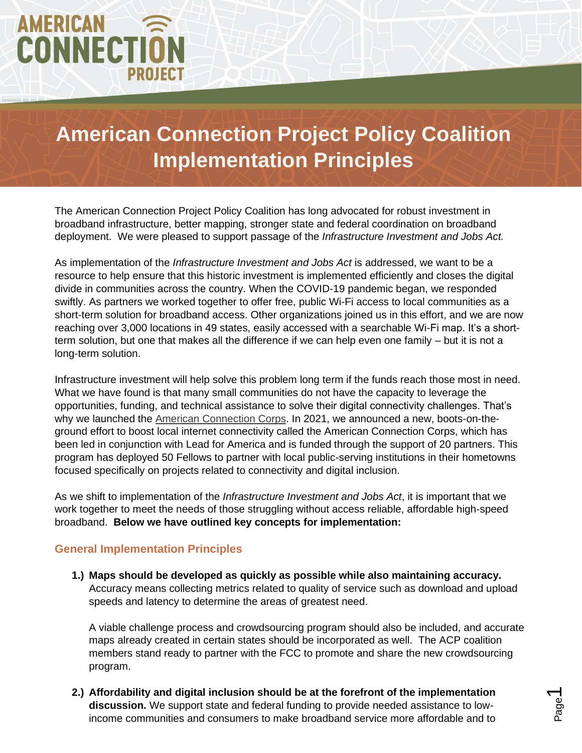# American Connection Project Policy Coalition Implementation Principles

The American Connection Project Policy Coalition has long advocated for robust investment in broadband infrastructure, better mapping, stronger state and federal coordination on broadband deployment. We were pleased to support passage of the *Infrastructure Investment and Jobs Act.*

As implementation of the *Infrastructure Investment and Jobs Act* is addressed, we want to be a resource to help ensure that this historic investment is implemented efficiently and closes the digital divide in communities across the country. When the COVID-19 pandemic began, we responded swiftly. As partners we worked together to offer free, public Wi-Fi access to local communities as a short-term solution for broadband access. Other organizations joined us in this effort, and we are now reaching over 3,000 locations in 49 states, easily accessed with a searchable Wi-Fi map. It's a short-term solution, but one that makes all the difference if we can help even one family – but it is not a long-term solution.

Infrastructure investment will help solve this problem long term if the funds reach those most in need. What we have found is that many small communities do not have the capacity to leverage the opportunities, funding, and technical assistance to solve their digital connectivity challenges. That's why we launched the American Connection Corps. In 2021, we announced a new, boots-on-the-ground effort to boost local internet connectivity called the American Connection Corps, which has been led in conjunction with Lead for America and is funded through the support of 20 partners. This program has deployed 50 Fellows to partner with local public-serving institutions in their hometowns focused specifically on projects related to connectivity and digital inclusion.

As we shift to implementation of the *Infrastructure Investment and Jobs Act*, it is important that we work together to meet the needs of those struggling without access reliable, affordable high-speed broadband. **Below we have outlined key concepts for implementation:**

## General Implementation Principles

1.) **Maps should be developed as quickly as possible while also maintaining accuracy.** Accuracy means collecting metrics related to quality of service such as download and upload speeds and latency to determine the areas of greatest need.

   A viable challenge process and crowdsourcing program should also be included, and accurate maps already created in certain states should be incorporated as well. The ACP coalition members stand ready to partner with the FCC to promote and share the new crowdsourcing program.

2.) **Affordability and digital inclusion should be at the forefront of the implementation discussion.** We support state and federal funding to provide needed assistance to low-income communities and consumers to make broadband service more affordable and to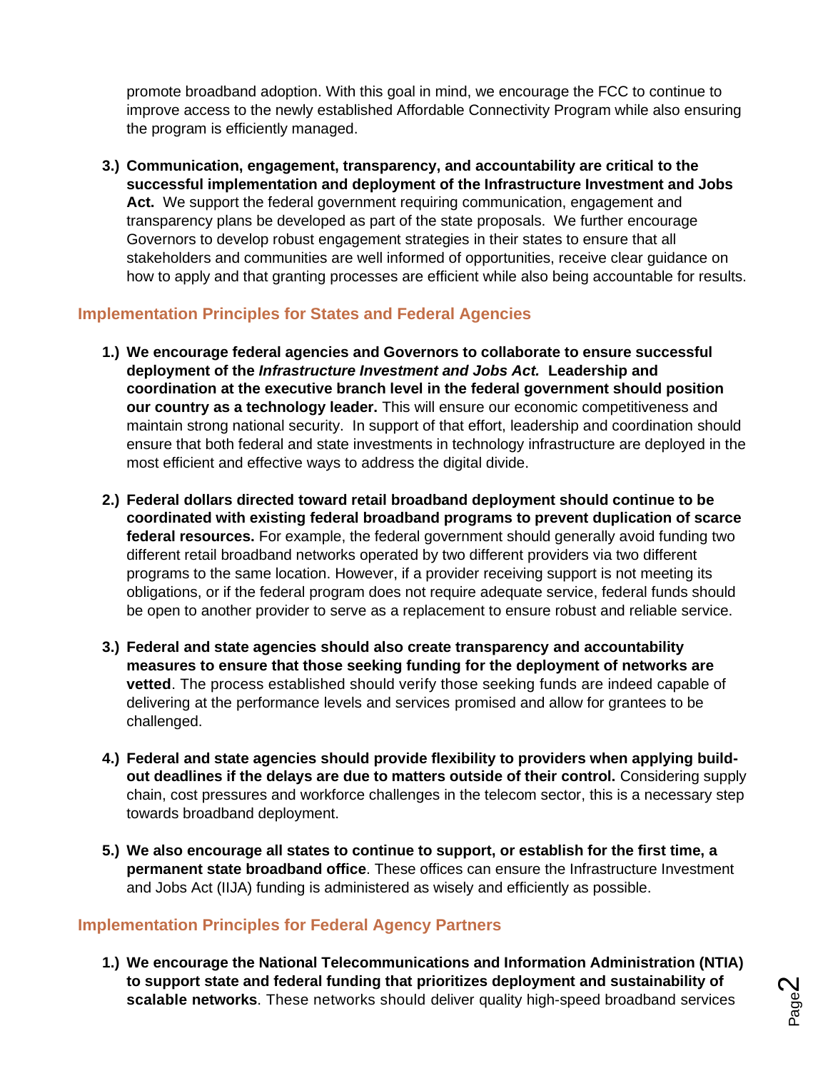promote broadband adoption. With this goal in mind, we encourage the FCC to continue to improve access to the newly established Affordable Connectivity Program while also ensuring the program is efficiently managed.

3.) **Communication, engagement, transparency, and accountability are critical to the successful implementation and deployment of the Infrastructure Investment and Jobs Act.** We support the federal government requiring communication, engagement and transparency plans be developed as part of the state proposals. We further encourage Governors to develop robust engagement strategies in their states to ensure that all stakeholders and communities are well informed of opportunities, receive clear guidance on how to apply and that granting processes are efficient while also being accountable for results.

## Implementation Principles for States and Federal Agencies

1.) **We encourage federal agencies and Governors to collaborate to ensure successful deployment of the *Infrastructure Investment and Jobs Act.* Leadership and coordination at the executive branch level in the federal government should position our country as a technology leader.** This will ensure our economic competitiveness and maintain strong national security. In support of that effort, leadership and coordination should ensure that both federal and state investments in technology infrastructure are deployed in the most efficient and effective ways to address the digital divide.

2.) **Federal dollars directed toward retail broadband deployment should continue to be coordinated with existing federal broadband programs to prevent duplication of scarce federal resources.** For example, the federal government should generally avoid funding two different retail broadband networks operated by two different providers via two different programs to the same location. However, if a provider receiving support is not meeting its obligations, or if the federal program does not require adequate service, federal funds should be open to another provider to serve as a replacement to ensure robust and reliable service.

3.) **Federal and state agencies should also create transparency and accountability measures to ensure that those seeking funding for the deployment of networks are vetted**. The process established should verify those seeking funds are indeed capable of delivering at the performance levels and services promised and allow for grantees to be challenged.

4.) **Federal and state agencies should provide flexibility to providers when applying build-out deadlines if the delays are due to matters outside of their control.** Considering supply chain, cost pressures and workforce challenges in the telecom sector, this is a necessary step towards broadband deployment.

5.) **We also encourage all states to continue to support, or establish for the first time, a permanent state broadband office**. These offices can ensure the Infrastructure Investment and Jobs Act (IIJA) funding is administered as wisely and efficiently as possible.

## Implementation Principles for Federal Agency Partners

1.) **We encourage the National Telecommunications and Information Administration (NTIA) to support state and federal funding that prioritizes deployment and sustainability of scalable networks**. These networks should deliver quality high-speed broadband services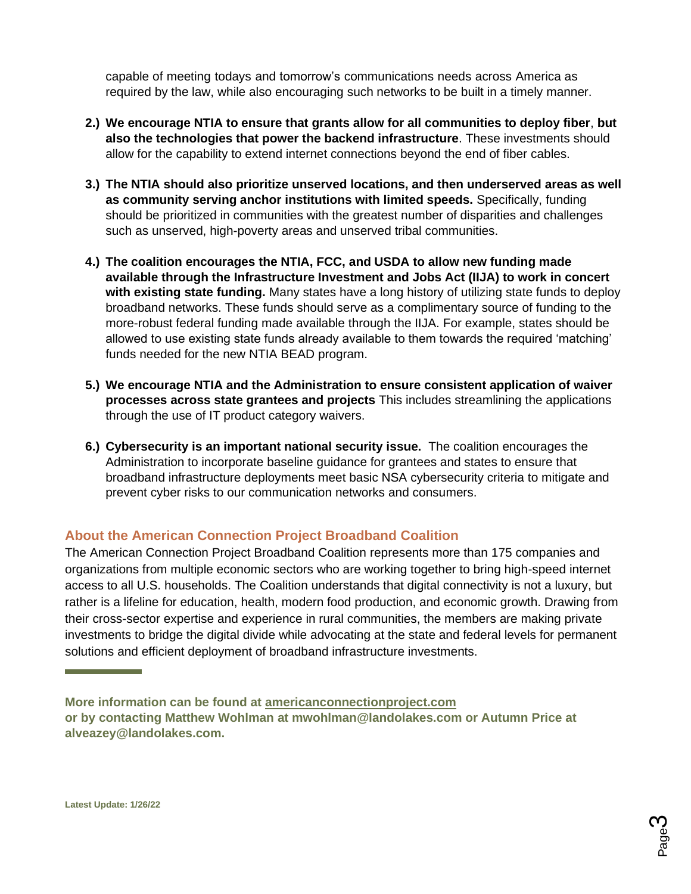capable of meeting todays and tomorrow's communications needs across America as required by the law, while also encouraging such networks to be built in a timely manner.

2.) **We encourage NTIA to ensure that grants allow for all communities to deploy fiber**, **but also the technologies that power the backend infrastructure**. These investments should allow for the capability to extend internet connections beyond the end of fiber cables.

3.) **The NTIA should also prioritize unserved locations, and then underserved areas as well as community serving anchor institutions with limited speeds.** Specifically, funding should be prioritized in communities with the greatest number of disparities and challenges such as unserved, high-poverty areas and unserved tribal communities.

4.) **The coalition encourages the NTIA, FCC, and USDA to allow new funding made available through the Infrastructure Investment and Jobs Act (IIJA) to work in concert with existing state funding.** Many states have a long history of utilizing state funds to deploy broadband networks. These funds should serve as a complimentary source of funding to the more-robust federal funding made available through the IIJA. For example, states should be allowed to use existing state funds already available to them towards the required 'matching' funds needed for the new NTIA BEAD program.

5.) **We encourage NTIA and the Administration to ensure consistent application of waiver processes across state grantees and projects** This includes streamlining the applications through the use of IT product category waivers.

6.) **Cybersecurity is an important national security issue.** The coalition encourages the Administration to incorporate baseline guidance for grantees and states to ensure that broadband infrastructure deployments meet basic NSA cybersecurity criteria to mitigate and prevent cyber risks to our communication networks and consumers.

## About the American Connection Project Broadband Coalition

The American Connection Project Broadband Coalition represents more than 175 companies and organizations from multiple economic sectors who are working together to bring high-speed internet access to all U.S. households. The Coalition understands that digital connectivity is not a luxury, but rather is a lifeline for education, health, modern food production, and economic growth. Drawing from their cross-sector expertise and experience in rural communities, the members are making private investments to bridge the digital divide while advocating at the state and federal levels for permanent solutions and efficient deployment of broadband infrastructure investments.

**More information can be found at americanconnectionproject.com or by contacting Matthew Wohlman at mwohlman@landolakes.com or Autumn Price at alveazey@landolakes.com.**

**Latest Update: 1/26/22**